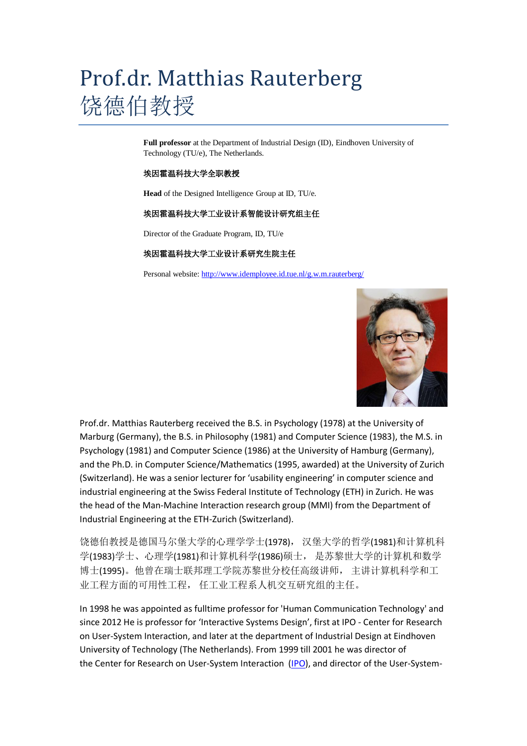# Prof.dr. Matthias Rauterberg
# 饶德伯教授

**Full professor** at the Department of Industrial Design (ID), Eindhoven University of Technology (TU/e), The Netherlands.

**埃因霍温科技大学全职教授**

**Head** of the Designed Intelligence Group at ID, TU/e.

**埃因霍温科技大学工业设计系智能设计研究组主任**

Director of the Graduate Program, ID, TU/e

**埃因霍温科技大学工业设计系研究生院主任**

Personal website: [http://www.idemployee.id.tue.nl/g.w.m.rauterberg/](http://www.idemployee.id.tue.nl/g.w.m.rauterberg/)

Prof.dr. Matthias Rauterberg received the B.S. in Psychology (1978) at the University of Marburg (Germany), the B.S. in Philosophy (1981) and Computer Science (1983), the M.S. in Psychology (1981) and Computer Science (1986) at the University of Hamburg (Germany), and the Ph.D. in Computer Science/Mathematics (1995, awarded) at the University of Zurich (Switzerland). He was a senior lecturer for 'usability engineering' in computer science and industrial engineering at the Swiss Federal Institute of Technology (ETH) in Zurich. He was the head of the Man-Machine Interaction research group (MMI) from the Department of Industrial Engineering at the ETH-Zurich (Switzerland).

饶德伯教授是德国马尔堡大学的心理学学士(1978)，汉堡大学的哲学(1981)和计算机科学(1983)学士、心理学(1981)和计算机科学(1986)硕士，是苏黎世大学的计算机和数学博士(1995)。他曾在瑞士联邦理工学院苏黎世分校任高级讲师，主讲计算机科学和工业工程方面的可用性工程，任工业工程系人机交互研究组的主任。

In 1998 he was appointed as fulltime professor for 'Human Communication Technology' and since 2012 He is professor for 'Interactive Systems Design', first at IPO - Center for Research on User-System Interaction, and later at the department of Industrial Design at Eindhoven University of Technology (The Netherlands). From 1999 till 2001 he was director of the Center for Research on User-System Interaction (IPO), and director of the User-System-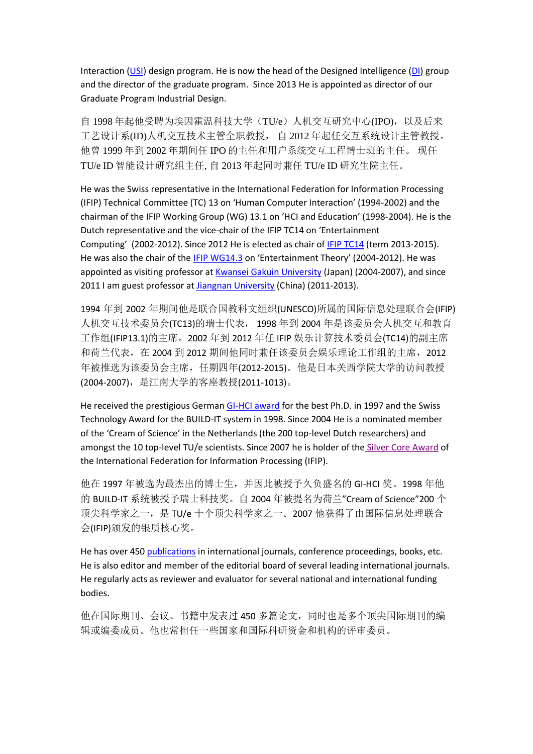Interaction (USI) design program. He is now the head of the Designed Intelligence (DI) group and the director of the graduate program.  Since 2013 He is appointed as director of our Graduate Program Industrial Design.

自 1998 年起他受聘为埃因霍温科技大学（TU/e）人机交互研究中心(IPO)，以及后来工艺设计系(ID)人机交互技术主管全职教授， 自 2012 年起任交互系统设计主管教授。他曾 1999 年到 2002 年期间任 IPO 的主任和用户系统交互工程博士班的主任。 现任 TU/e ID 智能设计研究组主任, 自 2013 年起同时兼任 TU/e ID 研究生院主任。

He was the Swiss representative in the International Federation for Information Processing (IFIP) Technical Committee (TC) 13 on 'Human Computer Interaction' (1994-2002) and the chairman of the IFIP Working Group (WG) 13.1 on 'HCI and Education' (1998-2004). He is the Dutch representative and the vice-chair of the IFIP TC14 on 'Entertainment Computing' (2002-2012). Since 2012 He is elected as chair of IFIP TC14 (term 2013-2015). He was also the chair of the IFIP WG14.3 on 'Entertainment Theory' (2004-2012). He was appointed as visiting professor at Kwansei Gakuin University (Japan) (2004-2007), and since 2011 I am guest professor at Jiangnan University (China) (2011-2013).

1994 年到 2002 年期间他是联合国教科文组织(UNESCO)所属的国际信息处理联合会(IFIP)人机交互技术委员会(TC13)的瑞士代表， 1998 年到 2004 年是该委员会人机交互和教育工作组(IFIP13.1)的主席。2002 年到 2012 年任 IFIP 娱乐计算技术委员会(TC14)的副主席和荷兰代表，在 2004 到 2012 期间他同时兼任该委员会娱乐理论工作组的主席，2012 年被推选为该委员会主席，任期四年(2012-2015)。他是日本关西学院大学的访问教授(2004-2007)，是江南大学的客座教授(2011-1013)。

He received the prestigious German GI-HCI award for the best Ph.D. in 1997 and the Swiss Technology Award for the BUILD-IT system in 1998. Since 2004 He is a nominated member of the 'Cream of Science' in the Netherlands (the 200 top-level Dutch researchers) and amongst the 10 top-level TU/e scientists. Since 2007 he is holder of the Silver Core Award of the International Federation for Information Processing (IFIP).

他在 1997 年被选为最杰出的博士生，并因此被授予久负盛名的 GI-HCI 奖。1998 年他的 BUILD-IT 系统被授予瑞士科技奖。自 2004 年被提名为荷兰"Cream of Science"200 个顶尖科学家之一，是 TU/e 十个顶尖科学家之一。2007 他获得了由国际信息处理联合会(IFIP)颁发的银质核心奖。

He has over 450 publications in international journals, conference proceedings, books, etc. He is also editor and member of the editorial board of several leading international journals. He regularly acts as reviewer and evaluator for several national and international funding bodies.

他在国际期刊、会议、书籍中发表过 450 多篇论文，同时也是多个顶尖国际期刊的编辑或编委成员。他也常担任一些国家和国际科研资金和机构的评审委员。